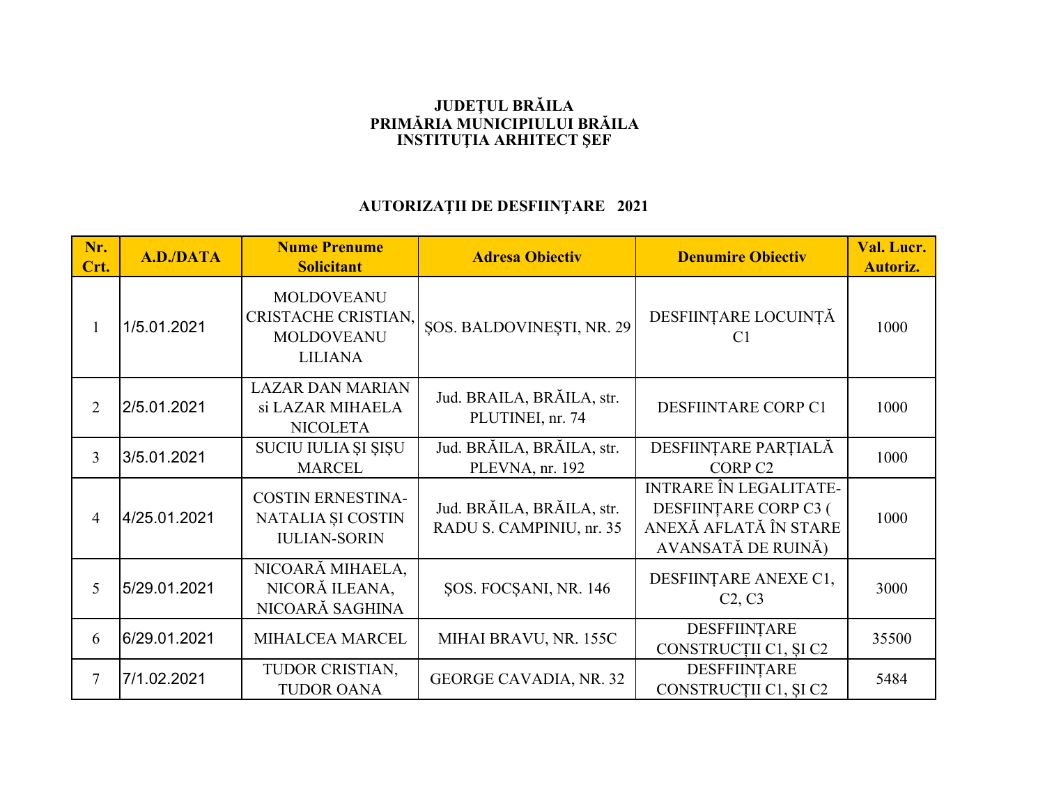**JUDEȚUL BRĂILA**
**PRIMĂRIA MUNICIPIULUI BRĂILA**
**INSTITUȚIA ARHITECT ȘEF**

# AUTORIZAȚII DE DESFIINȚARE 2021

| Nr. Crt. | A.D./DATA | Nume Prenume Solicitant | Adresa Obiectiv | Denumire Obiectiv | Val. Lucr. Autoriz. |
|---|---|---|---|---|---|
| 1 | 1/5.01.2021 | MOLDOVEANU CRISTACHE CRISTIAN, MOLDOVEANU LILIANA | ȘOS. BALDOVINEȘTI, NR. 29 | DESFIINȚARE LOCUINȚĂ C1 | 1000 |
| 2 | 2/5.01.2021 | LAZAR DAN MARIAN si LAZAR MIHAELA NICOLETA | Jud. BRAILA, BRĂILA, str. PLUTINEI, nr. 74 | DESFIINTARE CORP C1 | 1000 |
| 3 | 3/5.01.2021 | SUCIU IULIA ȘI ȘIȘU MARCEL | Jud. BRĂILA, BRĂILA, str. PLEVNA, nr. 192 | DESFIINȚARE PARȚIALĂ CORP C2 | 1000 |
| 4 | 4/25.01.2021 | COSTIN ERNESTINA-NATALIA ȘI COSTIN IULIAN-SORIN | Jud. BRĂILA, BRĂILA, str. RADU S. CAMPINIU, nr. 35 | INTRARE ÎN LEGALITATE-DESFIINȚARE CORP C3 ( ANEXĂ AFLATĂ ÎN STARE AVANSATĂ DE RUINĂ) | 1000 |
| 5 | 5/29.01.2021 | NICOARĂ MIHAELA, NICORĂ ILEANA, NICOARĂ SAGHINA | ȘOS. FOCȘANI, NR. 146 | DESFIINȚARE ANEXE C1, C2, C3 | 3000 |
| 6 | 6/29.01.2021 | MIHALCEA MARCEL | MIHAI BRAVU, NR. 155C | DESFFIINȚARE CONSTRUCȚII C1, ȘI C2 | 35500 |
| 7 | 7/1.02.2021 | TUDOR CRISTIAN, TUDOR OANA | GEORGE CAVADIA, NR. 32 | DESFFIINȚARE CONSTRUCȚII C1, ȘI C2 | 5484 |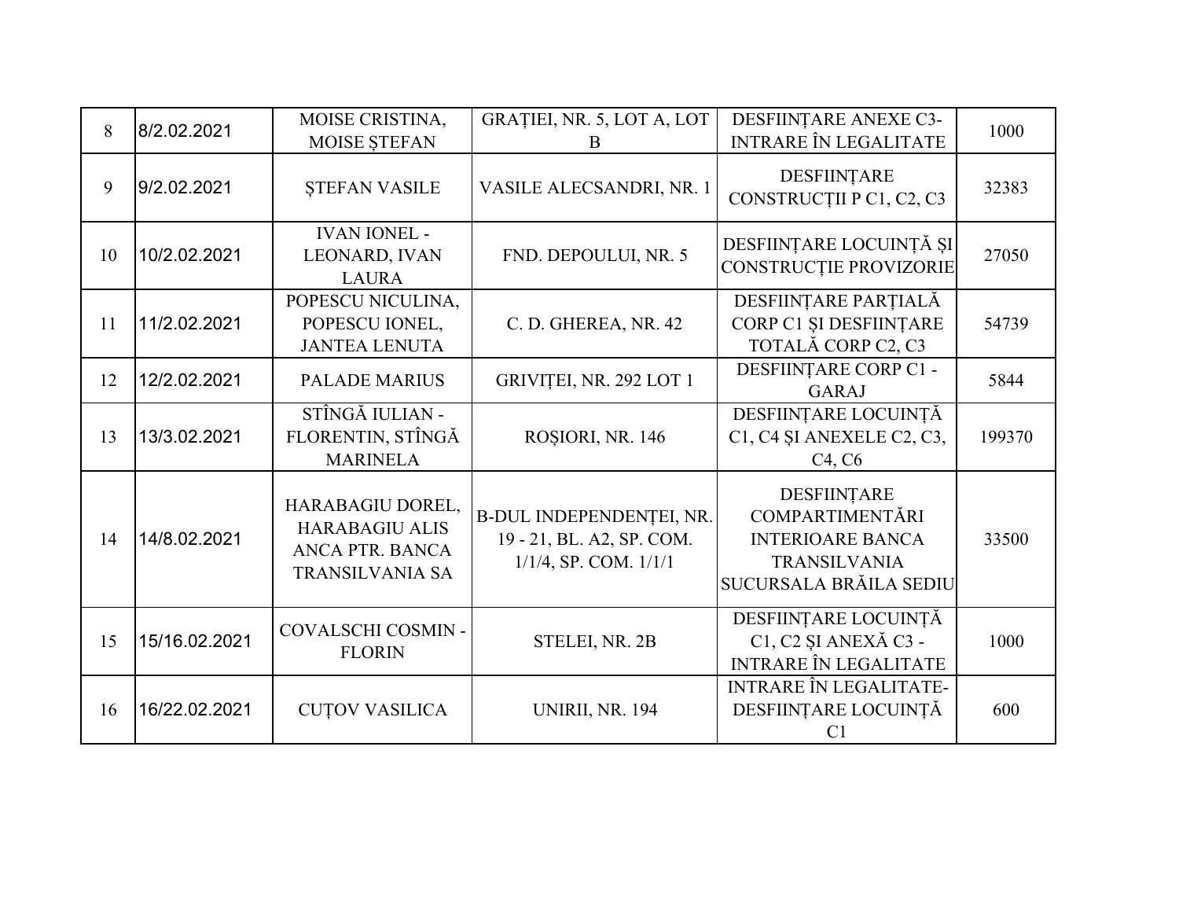| | | | | | |
|---|---|---|---|---|---|
| 8 | 8/2.02.2021 | MOISE CRISTINA, MOISE ȘTEFAN | GRAȚIEI, NR. 5, LOT A, LOT B | DESFIINȚARE ANEXE C3- INTRARE ÎN LEGALITATE | 1000 |
| 9 | 9/2.02.2021 | ȘTEFAN VASILE | VASILE ALECSANDRI, NR. 1 | DESFIINȚARE CONSTRUCȚII P C1, C2, C3 | 32383 |
| 10 | 10/2.02.2021 | IVAN IONEL - LEONARD, IVAN LAURA | FND. DEPOULUI, NR. 5 | DESFIINȚARE LOCUINȚĂ ȘI CONSTRUCȚIE PROVIZORIE | 27050 |
| 11 | 11/2.02.2021 | POPESCU NICULINA, POPESCU IONEL, JANTEA LENUTA | C. D. GHEREA, NR. 42 | DESFIINȚARE PARȚIALĂ CORP C1 ȘI DESFIINȚARE TOTALĂ CORP C2, C3 | 54739 |
| 12 | 12/2.02.2021 | PALADE MARIUS | GRIVIȚEI, NR. 292 LOT 1 | DESFIINȚARE CORP C1 - GARAJ | 5844 |
| 13 | 13/3.02.2021 | STÎNGĂ IULIAN - FLORENTIN, STÎNGĂ MARINELA | ROȘIORI, NR. 146 | DESFIINȚARE LOCUINȚĂ C1, C4 ȘI ANEXELE C2, C3, C4, C6 | 199370 |
| 14 | 14/8.02.2021 | HARABAGIU DOREL, HARABAGIU ALIS ANCA PTR. BANCA TRANSILVANIA SA | B-DUL INDEPENDENȚEI, NR. 19 - 21, BL. A2, SP. COM. 1/1/4, SP. COM. 1/1/1 | DESFIINȚARE COMPARTIMENTĂRI INTERIOARE BANCA TRANSILVANIA SUCURSALA BRĂILA SEDIU | 33500 |
| 15 | 15/16.02.2021 | COVALSCHI COSMIN - FLORIN | STELEI, NR. 2B | DESFIINȚARE LOCUINȚĂ C1, C2 ȘI ANEXĂ C3 - INTRARE ÎN LEGALITATE | 1000 |
| 16 | 16/22.02.2021 | CUȚOV VASILICA | UNIRII, NR. 194 | INTRARE ÎN LEGALITATE- DESFIINȚARE LOCUINȚĂ C1 | 600 |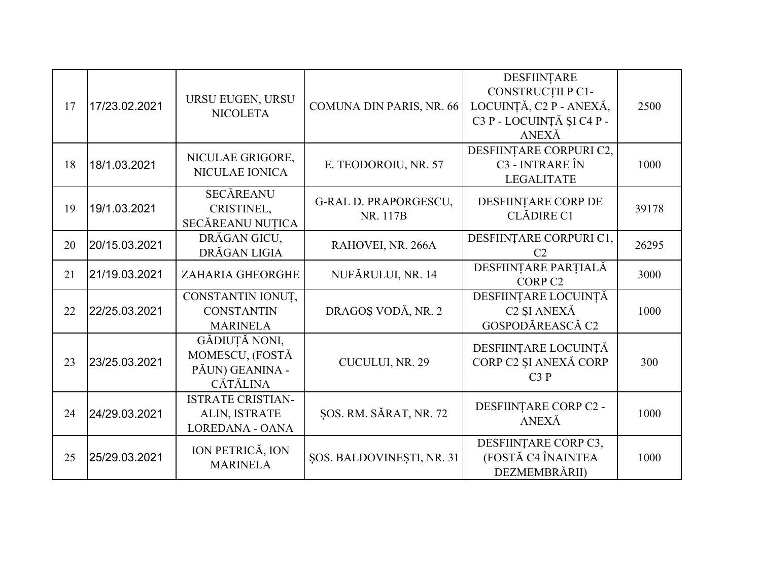| 17 | 17/23.02.2021 | URSU EUGEN, URSU NICOLETA | COMUNA DIN PARIS, NR. 66 | DESFIINȚARE CONSTRUCȚII P C1- LOCUINȚĂ, C2 P - ANEXĂ, C3 P - LOCUINȚĂ ȘI C4 P - ANEXĂ | 2500 |
|---|---|---|---|---|---|
| 18 | 18/1.03.2021 | NICULAE GRIGORE, NICULAE IONICA | E. TEODOROIU, NR. 57 | DESFIINȚARE CORPURI C2, C3 - INTRARE ÎN LEGALITATE | 1000 |
| 19 | 19/1.03.2021 | SECĂREANU CRISTINEL, SECĂREANU NUȚICA | G-RAL D. PRAPORGESCU, NR. 117B | DESFIINȚARE CORP DE CLĂDIRE C1 | 39178 |
| 20 | 20/15.03.2021 | DRĂGAN GICU, DRĂGAN LIGIA | RAHOVEI, NR. 266A | DESFIINȚARE CORPURI C1, C2 | 26295 |
| 21 | 21/19.03.2021 | ZAHARIA GHEORGHE | NUFĂRULUI, NR. 14 | DESFIINȚARE PARȚIALĂ CORP C2 | 3000 |
| 22 | 22/25.03.2021 | CONSTANTIN IONUȚ, CONSTANTIN MARINELA | DRAGOȘ VODĂ, NR. 2 | DESFIINȚARE LOCUINȚĂ C2 ȘI ANEXĂ GOSPODĂREASCĂ C2 | 1000 |
| 23 | 23/25.03.2021 | GĂDIUȚĂ NONI, MOMESCU, (FOSTĂ PĂUN) GEANINA - CĂTĂLINA | CUCULUI, NR. 29 | DESFIINȚARE LOCUINȚĂ CORP C2 ȘI ANEXĂ CORP C3 P | 300 |
| 24 | 24/29.03.2021 | ISTRATE CRISTIAN-ALIN, ISTRATE LOREDANA - OANA | ȘOS. RM. SĂRAT, NR. 72 | DESFIINȚARE CORP C2 - ANEXĂ | 1000 |
| 25 | 25/29.03.2021 | ION PETRICĂ, ION MARINELA | ȘOS. BALDOVINEȘTI, NR. 31 | DESFIINȚARE CORP C3, (FOSTĂ C4 ÎNAINTEA DEZMEMBRĂRII) | 1000 |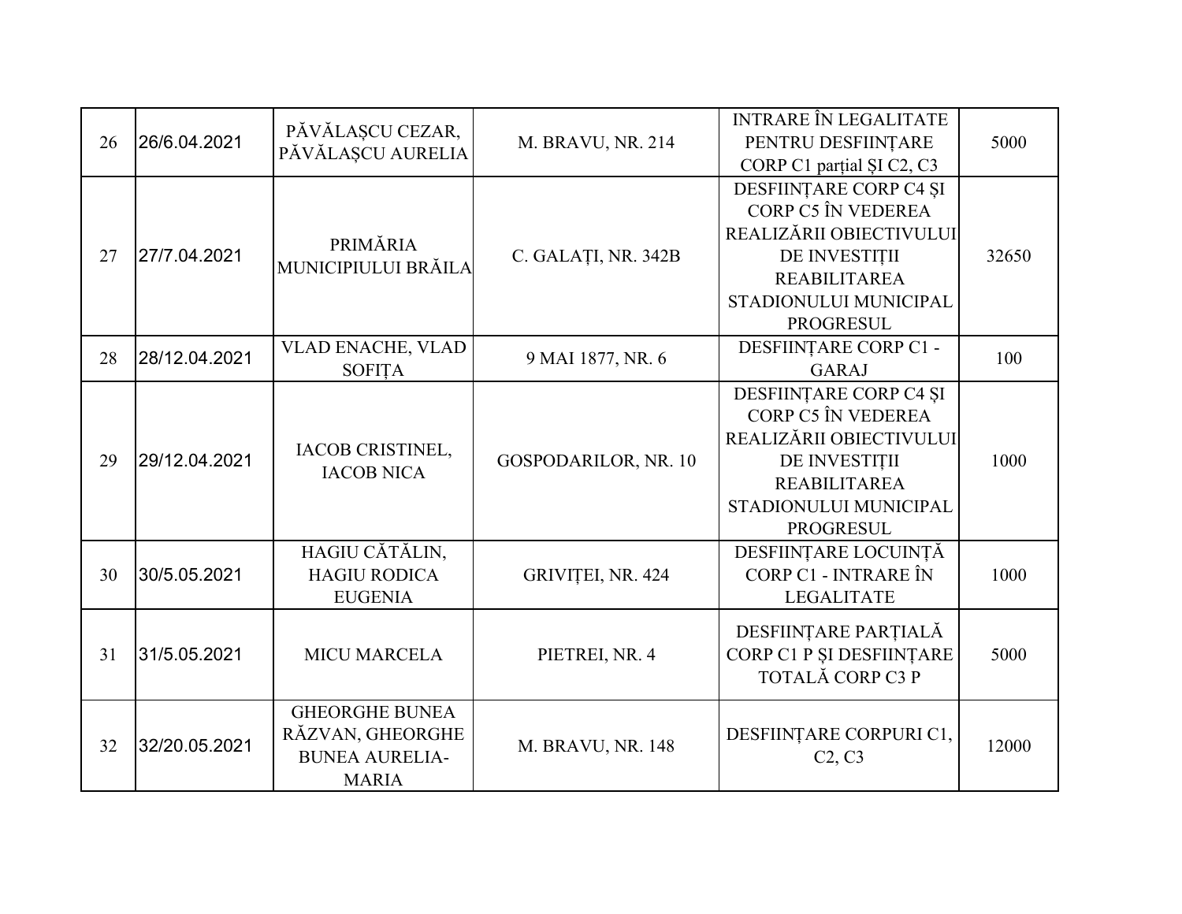| 26 | 26/6.04.2021 | PĂVĂLAȘCU CEZAR, PĂVĂLAȘCU AURELIA | M. BRAVU, NR. 214 | INTRARE ÎN LEGALITATE PENTRU DESFIINȚARE CORP C1 parțial ȘI C2, C3 | 5000 |
|---|---|---|---|---|---|
| 27 | 27/7.04.2021 | PRIMĂRIA MUNICIPIULUI BRĂILA | C. GALAȚI, NR. 342B | DESFIINȚARE CORP C4 ȘI CORP C5 ÎN VEDEREA REALIZĂRII OBIECTIVULUI DE INVESTIȚII REABILITAREA STADIONULUI MUNICIPAL PROGRESUL | 32650 |
| 28 | 28/12.04.2021 | VLAD ENACHE, VLAD SOFIȚA | 9 MAI 1877, NR. 6 | DESFIINȚARE CORP C1 - GARAJ | 100 |
| 29 | 29/12.04.2021 | IACOB CRISTINEL, IACOB NICA | GOSPODARILOR, NR. 10 | DESFIINȚARE CORP C4 ȘI CORP C5 ÎN VEDEREA REALIZĂRII OBIECTIVULUI DE INVESTIȚII REABILITAREA STADIONULUI MUNICIPAL PROGRESUL | 1000 |
| 30 | 30/5.05.2021 | HAGIU CĂTĂLIN, HAGIU RODICA EUGENIA | GRIVIȚEI, NR. 424 | DESFIINȚARE LOCUINȚĂ CORP C1 - INTRARE ÎN LEGALITATE | 1000 |
| 31 | 31/5.05.2021 | MICU MARCELA | PIETREI, NR. 4 | DESFIINȚARE PARȚIALĂ CORP C1 P ȘI DESFIINȚARE TOTALĂ CORP C3 P | 5000 |
| 32 | 32/20.05.2021 | GHEORGHE BUNEA RĂZVAN, GHEORGHE BUNEA AURELIA-MARIA | M. BRAVU, NR. 148 | DESFIINȚARE CORPURI C1, C2, C3 | 12000 |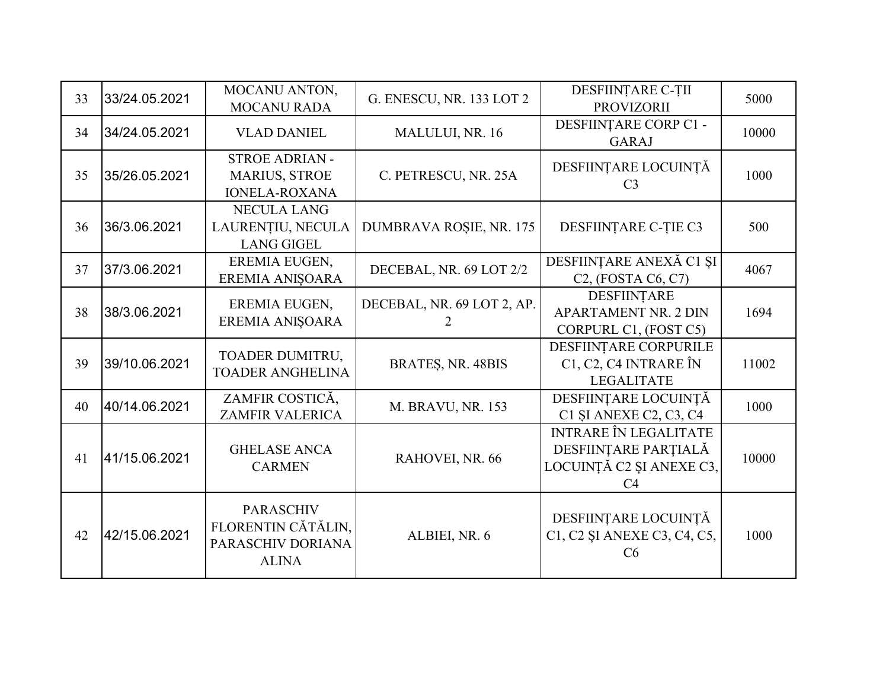| 33 | 33/24.05.2021 | MOCANU ANTON, MOCANU RADA | G. ENESCU, NR. 133 LOT 2 | DESFIINȚARE C-ȚII PROVIZORII | 5000 |
|---|---|---|---|---|---|
| 34 | 34/24.05.2021 | VLAD DANIEL | MALULUI, NR. 16 | DESFIINȚARE CORP C1 - GARAJ | 10000 |
| 35 | 35/26.05.2021 | STROE ADRIAN - MARIUS, STROE IONELA-ROXANA | C. PETRESCU, NR. 25A | DESFIINȚARE LOCUINȚĂ C3 | 1000 |
| 36 | 36/3.06.2021 | NECULA LANG LAURENȚIU, NECULA LANG GIGEL | DUMBRAVA ROȘIE, NR. 175 | DESFIINȚARE C-ȚIE C3 | 500 |
| 37 | 37/3.06.2021 | EREMIA EUGEN, EREMIA ANIȘOARA | DECEBAL, NR. 69 LOT 2/2 | DESFIINȚARE ANEXĂ C1 ȘI C2, (FOSTA C6, C7) | 4067 |
| 38 | 38/3.06.2021 | EREMIA EUGEN, EREMIA ANIȘOARA | DECEBAL, NR. 69 LOT 2, AP. 2 | DESFIINȚARE APARTAMENT NR. 2 DIN CORPURL C1, (FOST C5) | 1694 |
| 39 | 39/10.06.2021 | TOADER DUMITRU, TOADER ANGHELINA | BRATEȘ, NR. 48BIS | DESFIINȚARE CORPURILE C1, C2, C4 INTRARE ÎN LEGALITATE | 11002 |
| 40 | 40/14.06.2021 | ZAMFIR COSTICĂ, ZAMFIR VALERICA | M. BRAVU, NR. 153 | DESFIINȚARE LOCUINȚĂ C1 ȘI ANEXE C2, C3, C4 | 1000 |
| 41 | 41/15.06.2021 | GHELASE ANCA CARMEN | RAHOVEI, NR. 66 | INTRARE ÎN LEGALITATE DESFIINȚARE PARȚIALĂ LOCUINȚĂ C2 ȘI ANEXE C3, C4 | 10000 |
| 42 | 42/15.06.2021 | PARASCHIV FLORENTIN CĂTĂLIN, PARASCHIV DORIANA ALINA | ALBIEI, NR. 6 | DESFIINȚARE LOCUINȚĂ C1, C2 ȘI ANEXE C3, C4, C5, C6 | 1000 |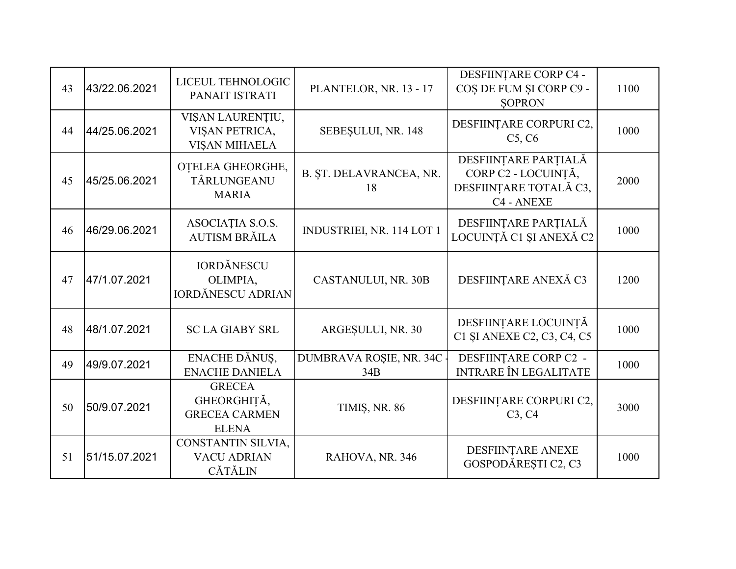| 43 | 43/22.06.2021 | LICEUL TEHNOLOGIC PANAIT ISTRATI | PLANTELOR, NR. 13 - 17 | DESFIINȚARE CORP C4 - COȘ DE FUM ȘI CORP C9 - ȘOPRON | 1100 |
|---|---|---|---|---|---|
| 44 | 44/25.06.2021 | VIȘAN LAURENȚIU, VIȘAN PETRICA, VIȘAN MIHAELA | SEBEȘULUI, NR. 148 | DESFIINȚARE CORPURI C2, C5, C6 | 1000 |
| 45 | 45/25.06.2021 | OȚELEA GHEORGHE, TÂRLUNGEANU MARIA | B. ȘT. DELAVRANCEA, NR. 18 | DESFIINȚARE PARȚIALĂ CORP C2 - LOCUINȚĂ, DESFIINȚARE TOTALĂ C3, C4 - ANEXE | 2000 |
| 46 | 46/29.06.2021 | ASOCIAȚIA S.O.S. AUTISM BRĂILA | INDUSTRIEI, NR. 114 LOT 1 | DESFIINȚARE PARȚIALĂ LOCUINȚĂ C1 ȘI ANEXĂ C2 | 1000 |
| 47 | 47/1.07.2021 | IORDĂNESCU OLIMPIA, IORDĂNESCU ADRIAN | CASTANULUI, NR. 30B | DESFIINȚARE ANEXĂ C3 | 1200 |
| 48 | 48/1.07.2021 | SC LA GIABY SRL | ARGEȘULUI, NR. 30 | DESFIINȚARE LOCUINȚĂ C1 ȘI ANEXE C2, C3, C4, C5 | 1000 |
| 49 | 49/9.07.2021 | ENACHE DĂNUȘ, ENACHE DANIELA | DUMBRAVA ROȘIE, NR. 34C - 34B | DESFIINȚARE CORP C2 - INTRARE ÎN LEGALITATE | 1000 |
| 50 | 50/9.07.2021 | GRECEA GHEORGHIȚĂ, GRECEA CARMEN ELENA | TIMIȘ, NR. 86 | DESFIINȚARE CORPURI C2, C3, C4 | 3000 |
| 51 | 51/15.07.2021 | CONSTANTIN SILVIA, VACU ADRIAN CĂTĂLIN | RAHOVA, NR. 346 | DESFIINȚARE ANEXE GOSPODĂREȘTI C2, C3 | 1000 |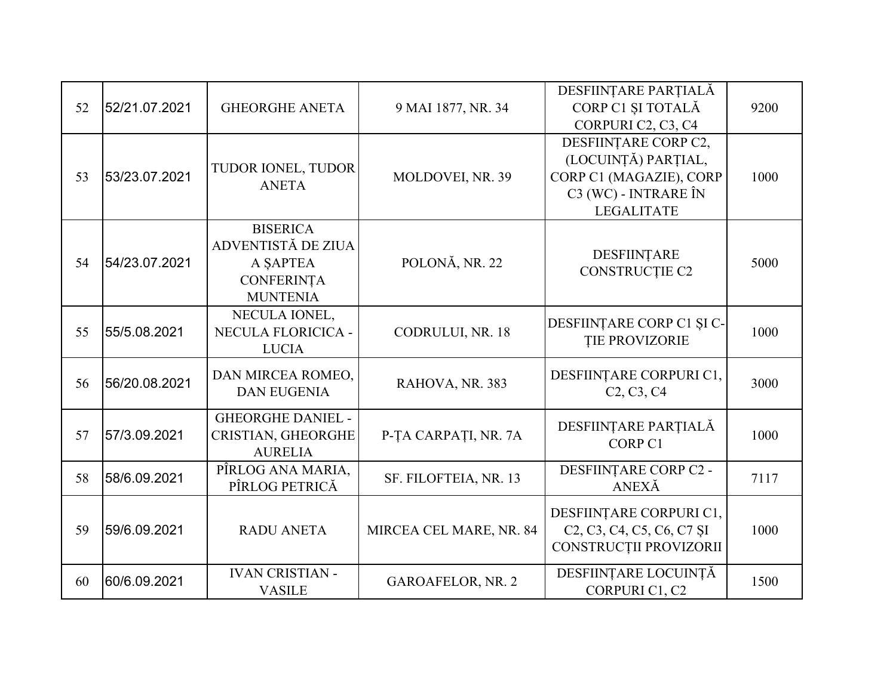| 52 | 52/21.07.2021 | GHEORGHE ANETA | 9 MAI 1877, NR. 34 | DESFIINȚARE PARȚIALĂ CORP C1 ȘI TOTALĂ CORPURI C2, C3, C4 | 9200 |
|---|---|---|---|---|---|
| 53 | 53/23.07.2021 | TUDOR IONEL, TUDOR ANETA | MOLDOVEI, NR. 39 | DESFIINȚARE CORP C2, (LOCUINȚĂ) PARȚIAL, CORP C1 (MAGAZIE), CORP C3 (WC) - INTRARE ÎN LEGALITATE | 1000 |
| 54 | 54/23.07.2021 | BISERICA ADVENTISTĂ DE ZIUA A ȘAPTEA CONFERINȚA MUNTENIA | POLONĂ, NR. 22 | DESFIINȚARE CONSTRUCȚIE C2 | 5000 |
| 55 | 55/5.08.2021 | NECULA IONEL, NECULA FLORICICA - LUCIA | CODRULUI, NR. 18 | DESFIINȚARE CORP C1 ȘI C-ȚIE PROVIZORIE | 1000 |
| 56 | 56/20.08.2021 | DAN MIRCEA ROMEO, DAN EUGENIA | RAHOVA, NR. 383 | DESFIINȚARE CORPURI C1, C2, C3, C4 | 3000 |
| 57 | 57/3.09.2021 | GHEORGHE DANIEL - CRISTIAN, GHEORGHE AURELIA | P-ȚA CARPAȚI, NR. 7A | DESFIINȚARE PARȚIALĂ CORP C1 | 1000 |
| 58 | 58/6.09.2021 | PÎRLOG ANA MARIA, PÎRLOG PETRICĂ | SF. FILOFTEIA, NR. 13 | DESFIINȚARE CORP C2 - ANEXĂ | 7117 |
| 59 | 59/6.09.2021 | RADU ANETA | MIRCEA CEL MARE, NR. 84 | DESFIINȚARE CORPURI C1, C2, C3, C4, C5, C6, C7 ȘI CONSTRUCȚII PROVIZORII | 1000 |
| 60 | 60/6.09.2021 | IVAN CRISTIAN - VASILE | GAROAFELOR, NR. 2 | DESFIINȚARE LOCUINȚĂ CORPURI C1, C2 | 1500 |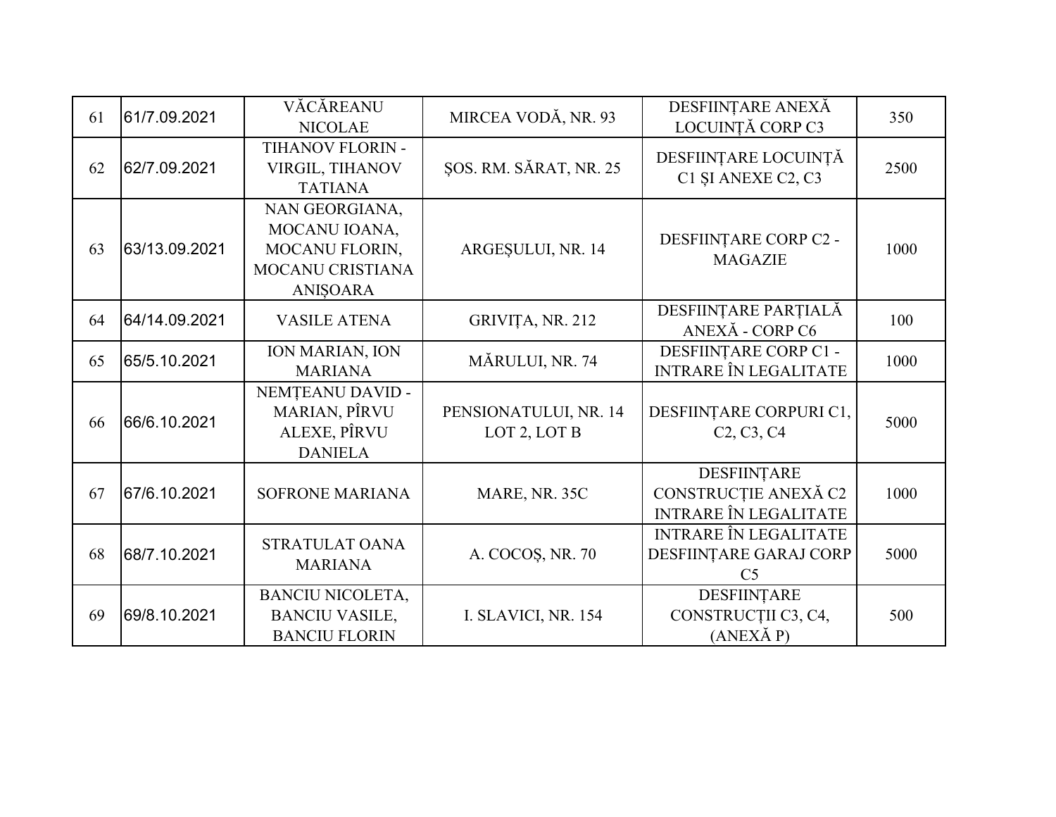| 61 | 61/7.09.2021 | VĂCĂREANU NICOLAE | MIRCEA VODĂ, NR. 93 | DESFIINȚARE ANEXĂ LOCUINȚĂ CORP C3 | 350 |
|---|---|---|---|---|---|
| 62 | 62/7.09.2021 | TIHANOV FLORIN - VIRGIL, TIHANOV TATIANA | ȘOS. RM. SĂRAT, NR. 25 | DESFIINȚARE LOCUINȚĂ C1 ȘI ANEXE C2, C3 | 2500 |
| 63 | 63/13.09.2021 | NAN GEORGIANA, MOCANU IOANA, MOCANU FLORIN, MOCANU CRISTIANA ANIȘOARA | ARGEȘULUI, NR. 14 | DESFIINȚARE CORP C2 - MAGAZIE | 1000 |
| 64 | 64/14.09.2021 | VASILE ATENA | GRIVIȚA, NR. 212 | DESFIINȚARE PARȚIALĂ ANEXĂ - CORP C6 | 100 |
| 65 | 65/5.10.2021 | ION MARIAN, ION MARIANA | MĂRULUI, NR. 74 | DESFIINȚARE CORP C1 - INTRARE ÎN LEGALITATE | 1000 |
| 66 | 66/6.10.2021 | NEMȚEANU DAVID - MARIAN, PÎRVU ALEXE, PÎRVU DANIELA | PENSIONATULUI, NR. 14 LOT 2, LOT B | DESFIINȚARE CORPURI C1, C2, C3, C4 | 5000 |
| 67 | 67/6.10.2021 | SOFRONE MARIANA | MARE, NR. 35C | DESFIINȚARE CONSTRUCȚIE ANEXĂ C2 INTRARE ÎN LEGALITATE | 1000 |
| 68 | 68/7.10.2021 | STRATULAT OANA MARIANA | A. COCOȘ, NR. 70 | INTRARE ÎN LEGALITATE DESFIINȚARE GARAJ CORP C5 | 5000 |
| 69 | 69/8.10.2021 | BANCIU NICOLETA, BANCIU VASILE, BANCIU FLORIN | I. SLAVICI, NR. 154 | DESFIINȚARE CONSTRUCȚII C3, C4, (ANEXĂ P) | 500 |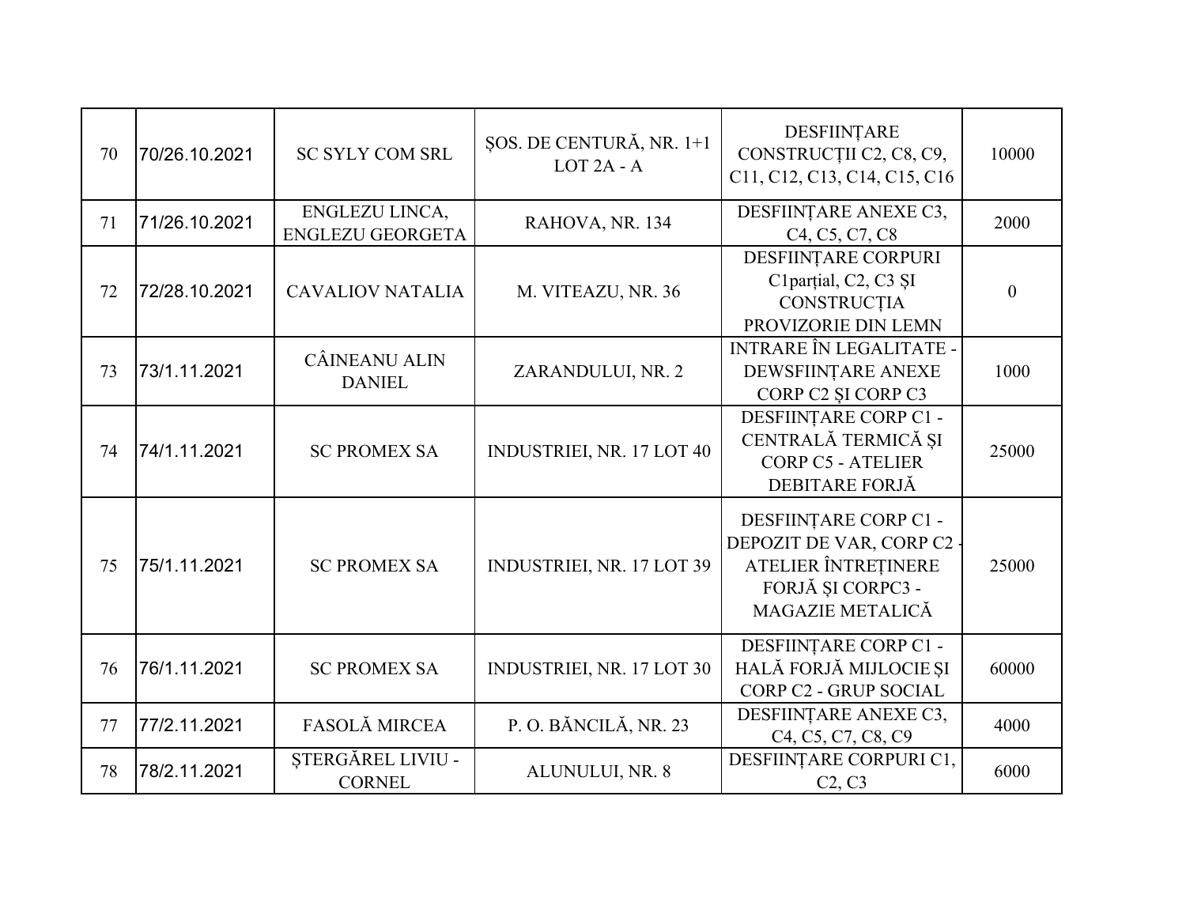| 70 | 70/26.10.2021 | SC SYLY COM SRL | ȘOS. DE CENTURĂ, NR. 1+1 LOT 2A - A | DESFIINȚARE CONSTRUCȚII C2, C8, C9, C11, C12, C13, C14, C15, C16 | 10000 |
|---|---|---|---|---|---|
| 71 | 71/26.10.2021 | ENGLEZU LINCA, ENGLEZU GEORGETA | RAHOVA, NR. 134 | DESFIINȚARE ANEXE C3, C4, C5, C7, C8 | 2000 |
| 72 | 72/28.10.2021 | CAVALIOV NATALIA | M. VITEAZU, NR. 36 | DESFIINȚARE CORPURI C1parțial, C2, C3 ȘI CONSTRUCȚIA PROVIZORIE DIN LEMN | 0 |
| 73 | 73/1.11.2021 | CÂINEANU ALIN DANIEL | ZARANDULUI, NR. 2 | INTRARE ÎN LEGALITATE - DEWSFIINȚARE ANEXE CORP C2 ȘI CORP C3 | 1000 |
| 74 | 74/1.11.2021 | SC PROMEX SA | INDUSTRIEI, NR. 17 LOT 40 | DESFIINȚARE CORP C1 - CENTRALĂ TERMICĂ ȘI CORP C5 - ATELIER DEBITARE FORJĂ | 25000 |
| 75 | 75/1.11.2021 | SC PROMEX SA | INDUSTRIEI, NR. 17 LOT 39 | DESFIINȚARE CORP C1 - DEPOZIT DE VAR, CORP C2 - ATELIER ÎNTREȚINERE FORJĂ ȘI CORPC3 - MAGAZIE METALICĂ | 25000 |
| 76 | 76/1.11.2021 | SC PROMEX SA | INDUSTRIEI, NR. 17 LOT 30 | DESFIINȚARE CORP C1 - HALĂ FORJĂ MIJLOCIE ȘI CORP C2 - GRUP SOCIAL | 60000 |
| 77 | 77/2.11.2021 | FASOLĂ MIRCEA | P. O. BĂNCILĂ, NR. 23 | DESFIINȚARE ANEXE C3, C4, C5, C7, C8, C9 | 4000 |
| 78 | 78/2.11.2021 | ȘTERGĂREL LIVIU - CORNEL | ALUNULUI, NR. 8 | DESFIINȚARE CORPURI C1, C2, C3 | 6000 |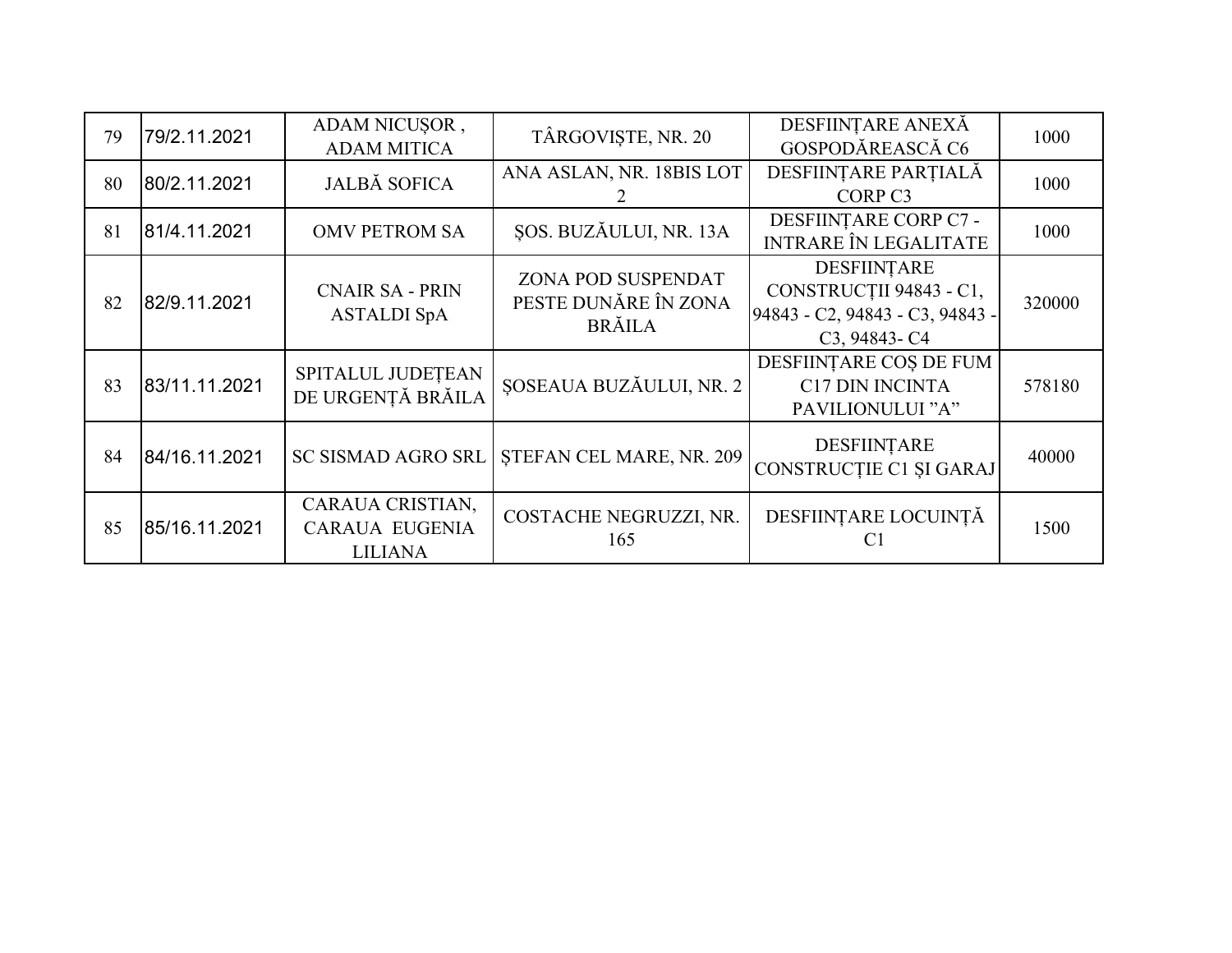| | | | | | |
|---|---|---|---|---|---|
| 79 | 79/2.11.2021 | ADAM NICUȘOR , ADAM MITICA | TÂRGOVIȘTE, NR. 20 | DESFIINȚARE ANEXĂ GOSPODĂREASCĂ C6 | 1000 |
| 80 | 80/2.11.2021 | JALBĂ SOFICA | ANA ASLAN, NR. 18BIS LOT 2 | DESFIINȚARE PARȚIALĂ CORP C3 | 1000 |
| 81 | 81/4.11.2021 | OMV PETROM SA | ȘOS. BUZĂULUI, NR. 13A | DESFIINȚARE CORP C7 - INTRARE ÎN LEGALITATE | 1000 |
| 82 | 82/9.11.2021 | CNAIR SA - PRIN ASTALDI SpA | ZONA POD SUSPENDAT PESTE DUNĂRE ÎN ZONA BRĂILA | DESFIINȚARE CONSTRUCȚII 94843 - C1, 94843 - C2, 94843 - C3, 94843 - C3, 94843- C4 | 320000 |
| 83 | 83/11.11.2021 | SPITALUL JUDEȚEAN DE URGENȚĂ BRĂILA | ȘOSEAUA BUZĂULUI, NR. 2 | DESFIINȚARE COȘ DE FUM C17 DIN INCINTA PAVILIONULUI "A" | 578180 |
| 84 | 84/16.11.2021 | SC SISMAD AGRO SRL | ȘTEFAN CEL MARE, NR. 209 | DESFIINȚARE CONSTRUCȚIE C1 ȘI GARAJ | 40000 |
| 85 | 85/16.11.2021 | CARAUA CRISTIAN, CARAUA EUGENIA LILIANA | COSTACHE NEGRUZZI, NR. 165 | DESFIINȚARE LOCUINȚĂ C1 | 1500 |